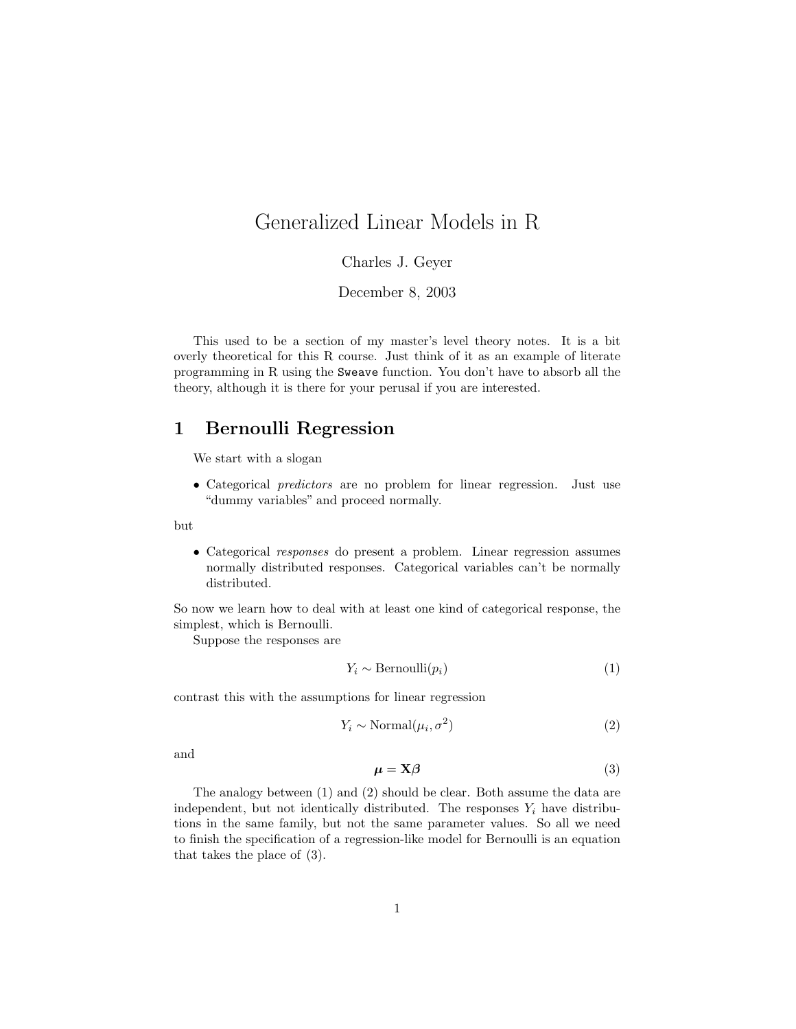# Generalized Linear Models in R

Charles J. Geyer

December 8, 2003

This used to be a section of my master's level theory notes. It is a bit overly theoretical for this R course. Just think of it as an example of literate programming in R using the `Sweave` function. You don't have to absorb all the theory, although it is there for your perusal if you are interested.

## 1 Bernoulli Regression

We start with a slogan

- Categorical *predictors* are no problem for linear regression. Just use "dummy variables" and proceed normally.

but

- Categorical *responses* do present a problem. Linear regression assumes normally distributed responses. Categorical variables can't be normally distributed.

So now we learn how to deal with at least one kind of categorical response, the simplest, which is Bernoulli.

Suppose the responses are

$$Y_i \sim \text{Bernoulli}(p_i) \tag{1}$$

contrast this with the assumptions for linear regression

$$Y_i \sim \text{Normal}(\mu_i, \sigma^2) \tag{2}$$

and

$$\boldsymbol{\mu} = \mathbf{X}\boldsymbol{\beta} \tag{3}$$

The analogy between (1) and (2) should be clear. Both assume the data are independent, but not identically distributed. The responses $Y_i$ have distributions in the same family, but not the same parameter values. So all we need to finish the specification of a regression-like model for Bernoulli is an equation that takes the place of (3).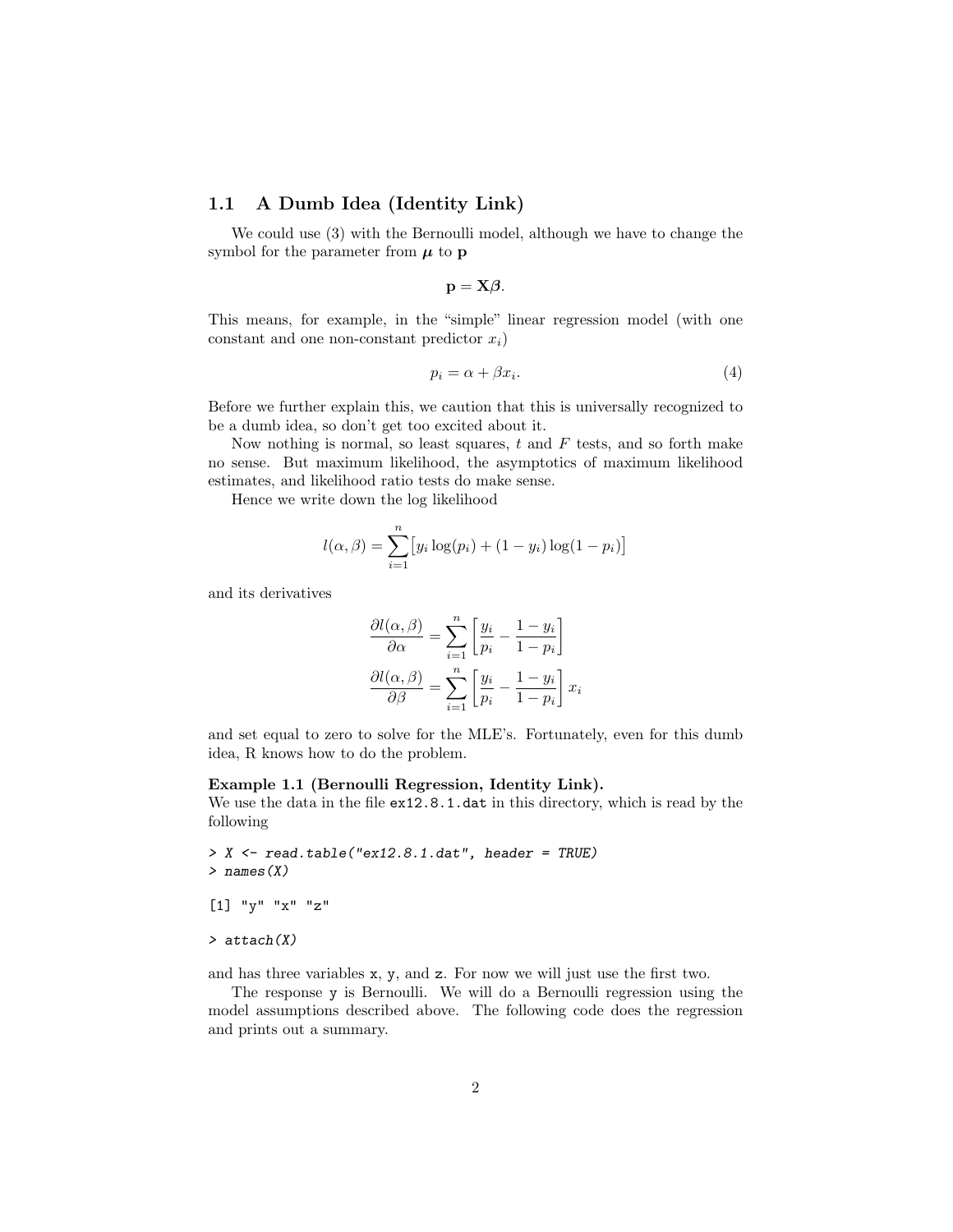## 1.1 A Dumb Idea (Identity Link)

We could use (3) with the Bernoulli model, although we have to change the symbol for the parameter from $\boldsymbol{\mu}$ to $\mathbf{p}$

$$\mathbf{p} = \mathbf{X}\boldsymbol{\beta}.$$

This means, for example, in the "simple" linear regression model (with one constant and one non-constant predictor $x_i$)

$$p_i = \alpha + \beta x_i. \tag{4}$$

Before we further explain this, we caution that this is universally recognized to be a dumb idea, so don't get too excited about it.

Now nothing is normal, so least squares, $t$ and $F$ tests, and so forth make no sense. But maximum likelihood, the asymptotics of maximum likelihood estimates, and likelihood ratio tests do make sense.

Hence we write down the log likelihood

$$l(\alpha, \beta) = \sum_{i=1}^{n} \bigl[ y_i \log(p_i) + (1 - y_i) \log(1 - p_i) \bigr]$$

and its derivatives

$$\begin{aligned}
\frac{\partial l(\alpha, \beta)}{\partial \alpha} &= \sum_{i=1}^{n} \left[ \frac{y_i}{p_i} - \frac{1 - y_i}{1 - p_i} \right] \\
\frac{\partial l(\alpha, \beta)}{\partial \beta} &= \sum_{i=1}^{n} \left[ \frac{y_i}{p_i} - \frac{1 - y_i}{1 - p_i} \right] x_i
\end{aligned}$$

and set equal to zero to solve for the MLE's. Fortunately, even for this dumb idea, R knows how to do the problem.

**Example 1.1 (Bernoulli Regression, Identity Link).**
We use the data in the file `ex12.8.1.dat` in this directory, which is read by the following

```
> X <- read.table("ex12.8.1.dat", header = TRUE)
> names(X)

[1] "y" "x" "z"

> attach(X)
```

and has three variables `x`, `y`, and `z`. For now we will just use the first two.

The response `y` is Bernoulli. We will do a Bernoulli regression using the model assumptions described above. The following code does the regression and prints out a summary.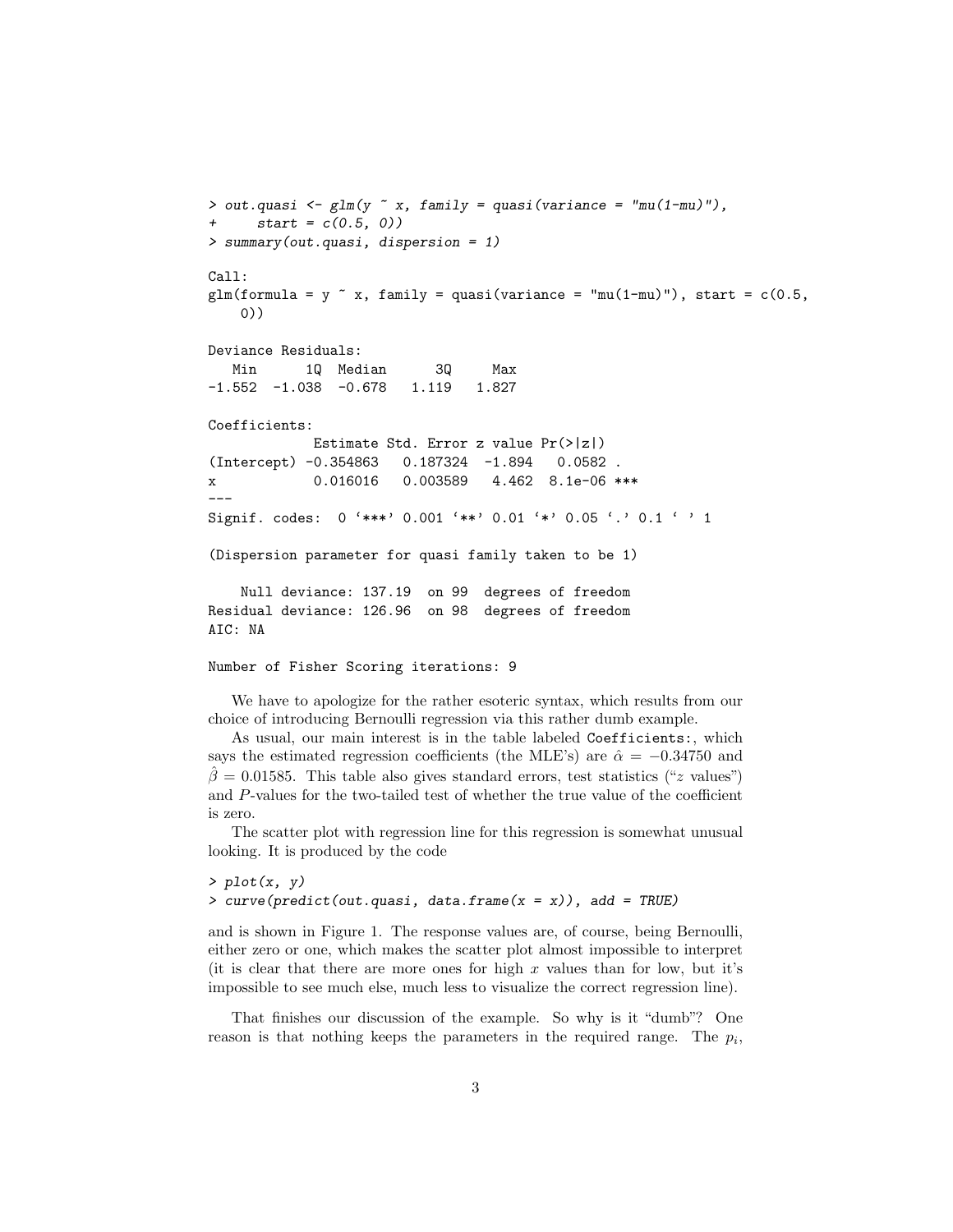```
> out.quasi <- glm(y ~ x, family = quasi(variance = "mu(1-mu)"),
+     start = c(0.5, 0))
> summary(out.quasi, dispersion = 1)

Call:
glm(formula = y ~ x, family = quasi(variance = "mu(1-mu)"), start = c(0.5,
    0))

Deviance Residuals:
   Min      1Q  Median      3Q     Max
-1.552  -1.038  -0.678   1.119   1.827

Coefficients:
             Estimate Std. Error z value Pr(>|z|)
(Intercept) -0.354863   0.187324  -1.894   0.0582 .
x            0.016016   0.003589   4.462  8.1e-06 ***
---
Signif. codes:  0 '***' 0.001 '**' 0.01 '*' 0.05 '.' 0.1 ' ' 1

(Dispersion parameter for quasi family taken to be 1)

    Null deviance: 137.19  on 99  degrees of freedom
Residual deviance: 126.96  on 98  degrees of freedom
AIC: NA

Number of Fisher Scoring iterations: 9
```

We have to apologize for the rather esoteric syntax, which results from our choice of introducing Bernoulli regression via this rather dumb example.

As usual, our main interest is in the table labeled `Coefficients:`, which says the estimated regression coefficients (the MLE's) are $\hat{\alpha} = -0.34750$ and $\hat{\beta} = 0.01585$. This table also gives standard errors, test statistics ("$z$ values") and $P$-values for the two-tailed test of whether the true value of the coefficient is zero.

The scatter plot with regression line for this regression is somewhat unusual looking. It is produced by the code

```
> plot(x, y)
> curve(predict(out.quasi, data.frame(x = x)), add = TRUE)
```

and is shown in Figure 1. The response values are, of course, being Bernoulli, either zero or one, which makes the scatter plot almost impossible to interpret (it is clear that there are more ones for high $x$ values than for low, but it's impossible to see much else, much less to visualize the correct regression line).

That finishes our discussion of the example. So why is it "dumb"? One reason is that nothing keeps the parameters in the required range. The $p_i$,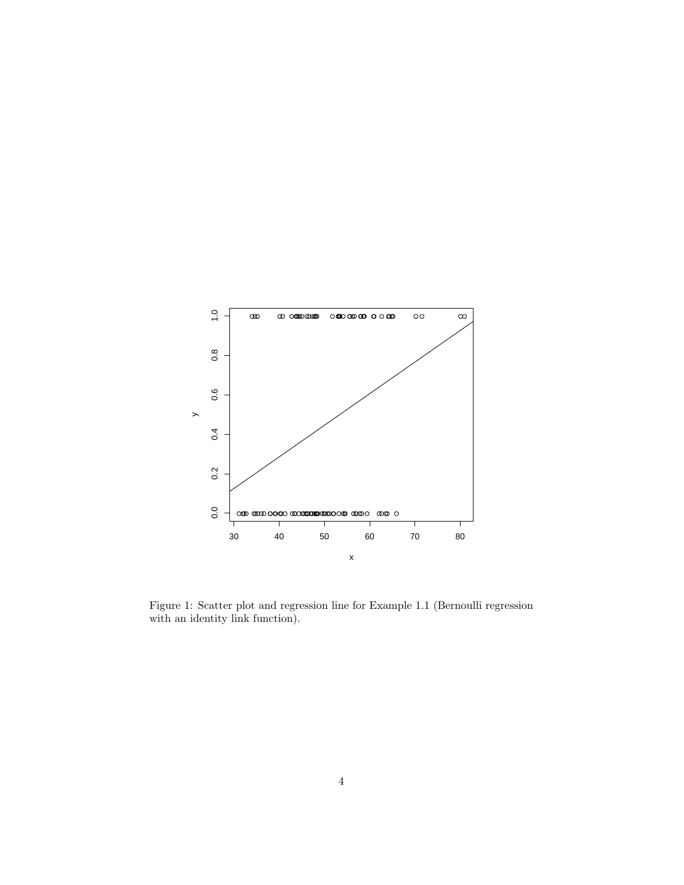Figure 1: Scatter plot and regression line for Example 1.1 (Bernoulli regression with an identity link function).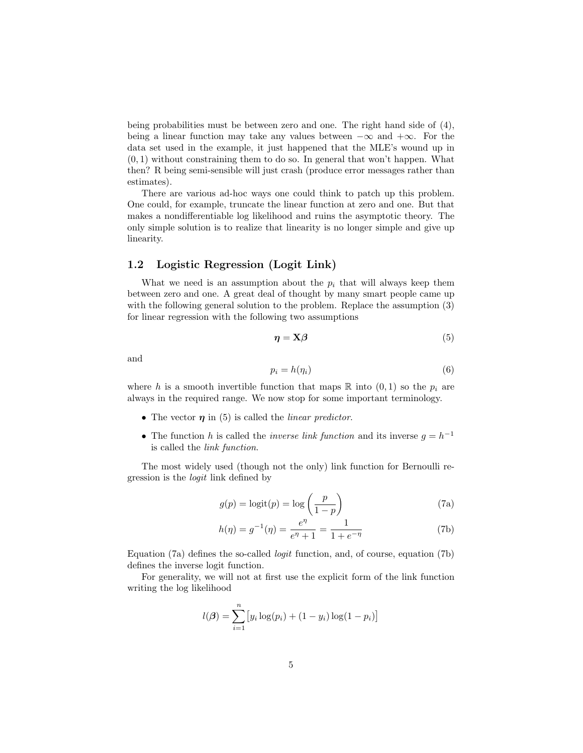being probabilities must be between zero and one. The right hand side of (4), being a linear function may take any values between $-\infty$ and $+\infty$. For the data set used in the example, it just happened that the MLE's wound up in $(0, 1)$ without constraining them to do so. In general that won't happen. What then? R being semi-sensible will just crash (produce error messages rather than estimates).

There are various ad-hoc ways one could think to patch up this problem. One could, for example, truncate the linear function at zero and one. But that makes a nondifferentiable log likelihood and ruins the asymptotic theory. The only simple solution is to realize that linearity is no longer simple and give up linearity.

### 1.2 Logistic Regression (Logit Link)

What we need is an assumption about the $p_i$ that will always keep them between zero and one. A great deal of thought by many smart people came up with the following general solution to the problem. Replace the assumption (3) for linear regression with the following two assumptions

$$\boldsymbol{\eta} = \mathbf{X}\boldsymbol{\beta} \tag{5}$$

and

$$p_i = h(\eta_i) \tag{6}$$

where $h$ is a smooth invertible function that maps $\mathbb{R}$ into $(0, 1)$ so the $p_i$ are always in the required range. We now stop for some important terminology.

- The vector $\boldsymbol{\eta}$ in (5) is called the *linear predictor*.
- The function $h$ is called the *inverse link function* and its inverse $g = h^{-1}$ is called the *link function*.

The most widely used (though not the only) link function for Bernoulli regression is the *logit* link defined by

$$g(p) = \operatorname{logit}(p) = \log\left(\frac{p}{1-p}\right) \tag{7a}$$

$$h(\eta) = g^{-1}(\eta) = \frac{e^\eta}{e^\eta + 1} = \frac{1}{1 + e^{-\eta}} \tag{7b}$$

Equation (7a) defines the so-called *logit* function, and, of course, equation (7b) defines the inverse logit function.

For generality, we will not at first use the explicit form of the link function writing the log likelihood

$$l(\boldsymbol{\beta}) = \sum_{i=1}^{n} \left[ y_i \log(p_i) + (1 - y_i) \log(1 - p_i) \right]$$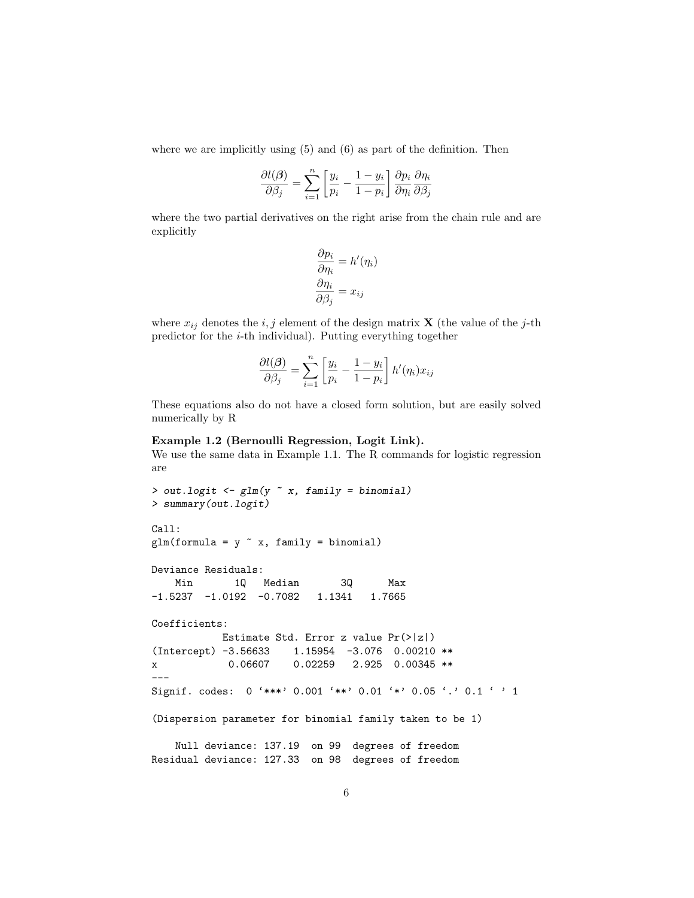where we are implicitly using (5) and (6) as part of the definition. Then

$$\frac{\partial l(\boldsymbol{\beta})}{\partial \beta_j} = \sum_{i=1}^{n} \left[ \frac{y_i}{p_i} - \frac{1 - y_i}{1 - p_i} \right] \frac{\partial p_i}{\partial \eta_i} \frac{\partial \eta_i}{\partial \beta_j}$$

where the two partial derivatives on the right arise from the chain rule and are explicitly

$$\frac{\partial p_i}{\partial \eta_i} = h'(\eta_i)$$
$$\frac{\partial \eta_i}{\partial \beta_j} = x_{ij}$$

where $x_{ij}$ denotes the $i, j$ element of the design matrix $\mathbf{X}$ (the value of the $j$-th predictor for the $i$-th individual). Putting everything together

$$\frac{\partial l(\boldsymbol{\beta})}{\partial \beta_j} = \sum_{i=1}^{n} \left[ \frac{y_i}{p_i} - \frac{1 - y_i}{1 - p_i} \right] h'(\eta_i) x_{ij}$$

These equations also do not have a closed form solution, but are easily solved numerically by R

**Example 1.2 (Bernoulli Regression, Logit Link).**
We use the same data in Example 1.1. The R commands for logistic regression are

```
> out.logit <- glm(y ~ x, family = binomial)
> summary(out.logit)

Call:
glm(formula = y ~ x, family = binomial)

Deviance Residuals:
    Min       1Q   Median       3Q      Max
-1.5237  -1.0192  -0.7082   1.1341   1.7665

Coefficients:
            Estimate Std. Error z value Pr(>|z|)
(Intercept) -3.56633    1.15954  -3.076  0.00210 **
x            0.06607    0.02259   2.925  0.00345 **
---
Signif. codes:  0 '***' 0.001 '**' 0.01 '*' 0.05 '.' 0.1 ' ' 1

(Dispersion parameter for binomial family taken to be 1)

    Null deviance: 137.19  on 99  degrees of freedom
Residual deviance: 127.33  on 98  degrees of freedom
```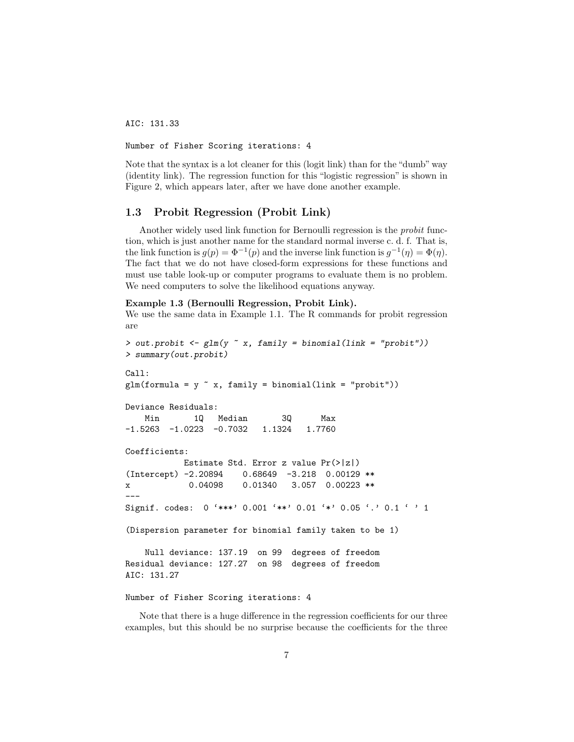```
AIC: 131.33

Number of Fisher Scoring iterations: 4
```

Note that the syntax is a lot cleaner for this (logit link) than for the "dumb" way (identity link). The regression function for this "logistic regression" is shown in Figure 2, which appears later, after we have done another example.

## 1.3 Probit Regression (Probit Link)

Another widely used link function for Bernoulli regression is the *probit* function, which is just another name for the standard normal inverse c. d. f. That is, the link function is $g(p) = \Phi^{-1}(p)$ and the inverse link function is $g^{-1}(\eta) = \Phi(\eta)$. The fact that we do not have closed-form expressions for these functions and must use table look-up or computer programs to evaluate them is no problem. We need computers to solve the likelihood equations anyway.

**Example 1.3 (Bernoulli Regression, Probit Link).**
We use the same data in Example 1.1. The R commands for probit regression are

```
> out.probit <- glm(y ~ x, family = binomial(link = "probit"))
> summary(out.probit)

Call:
glm(formula = y ~ x, family = binomial(link = "probit"))

Deviance Residuals:
    Min       1Q   Median       3Q      Max
-1.5263  -1.0223  -0.7032   1.1324   1.7760

Coefficients:
            Estimate Std. Error z value Pr(>|z|)
(Intercept) -2.20894    0.68649  -3.218  0.00129 **
x            0.04098    0.01340   3.057  0.00223 **
---
Signif. codes:  0 '***' 0.001 '**' 0.01 '*' 0.05 '.' 0.1 ' ' 1

(Dispersion parameter for binomial family taken to be 1)

    Null deviance: 137.19  on 99  degrees of freedom
Residual deviance: 127.27  on 98  degrees of freedom
AIC: 131.27

Number of Fisher Scoring iterations: 4
```

Note that there is a huge difference in the regression coefficients for our three examples, but this should be no surprise because the coefficients for the three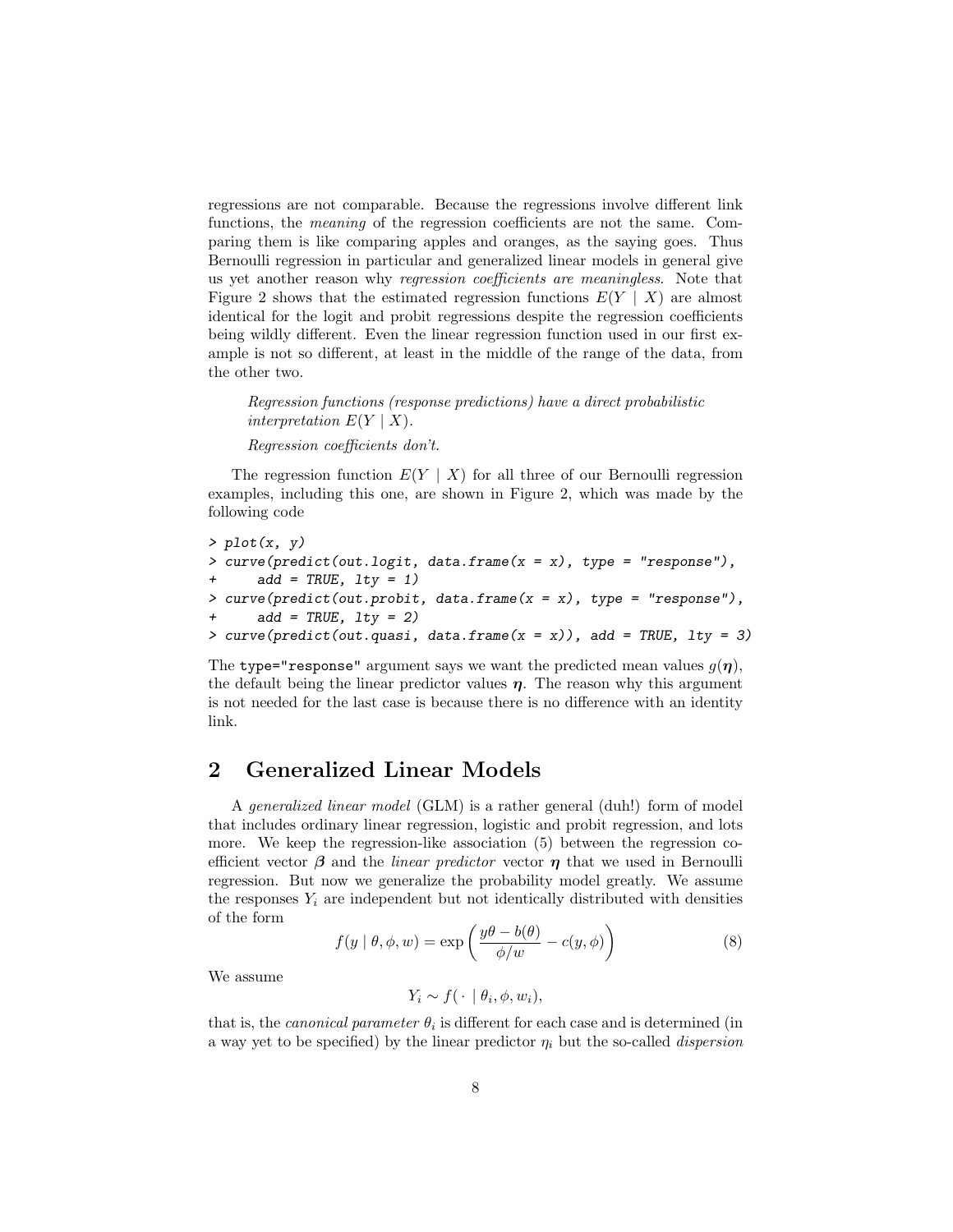regressions are not comparable. Because the regressions involve different link functions, the *meaning* of the regression coefficients are not the same. Comparing them is like comparing apples and oranges, as the saying goes. Thus Bernoulli regression in particular and generalized linear models in general give us yet another reason why *regression coefficients are meaningless.* Note that Figure 2 shows that the estimated regression functions $E(Y \mid X)$ are almost identical for the logit and probit regressions despite the regression coefficients being wildly different. Even the linear regression function used in our first example is not so different, at least in the middle of the range of the data, from the other two.

> *Regression functions (response predictions) have a direct probabilistic interpretation $E(Y \mid X)$.*
>
> *Regression coefficients don't.*

The regression function $E(Y \mid X)$ for all three of our Bernoulli regression examples, including this one, are shown in Figure 2, which was made by the following code

```
> plot(x, y)
> curve(predict(out.logit, data.frame(x = x), type = "response"),
+     add = TRUE, lty = 1)
> curve(predict(out.probit, data.frame(x = x), type = "response"),
+     add = TRUE, lty = 2)
> curve(predict(out.quasi, data.frame(x = x)), add = TRUE, lty = 3)
```

The `type="response"` argument says we want the predicted mean values $g(\boldsymbol{\eta})$, the default being the linear predictor values $\boldsymbol{\eta}$. The reason why this argument is not needed for the last case is because there is no difference with an identity link.

## 2 Generalized Linear Models

A *generalized linear model* (GLM) is a rather general (duh!) form of model that includes ordinary linear regression, logistic and probit regression, and lots more. We keep the regression-like association (5) between the regression coefficient vector $\boldsymbol{\beta}$ and the *linear predictor* vector $\boldsymbol{\eta}$ that we used in Bernoulli regression. But now we generalize the probability model greatly. We assume the responses $Y_i$ are independent but not identically distributed with densities of the form

$$f(y \mid \theta, \phi, w) = \exp\left(\frac{y\theta - b(\theta)}{\phi/w} - c(y, \phi)\right) \tag{8}$$

We assume

$$Y_i \sim f(\,\cdot \mid \theta_i, \phi, w_i),$$

that is, the *canonical parameter* $\theta_i$ is different for each case and is determined (in a way yet to be specified) by the linear predictor $\eta_i$ but the so-called *dispersion*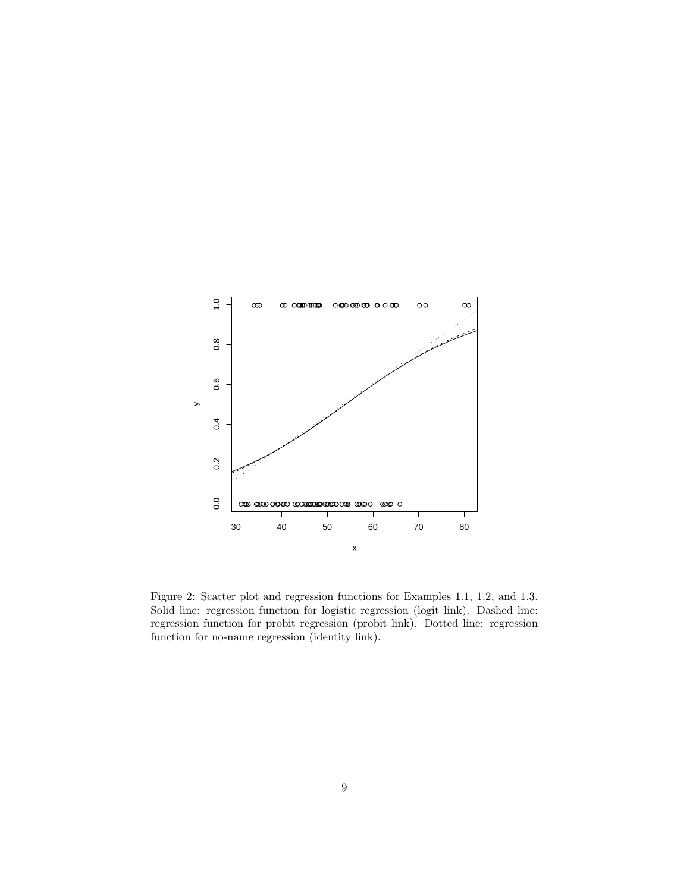Figure 2: Scatter plot and regression functions for Examples 1.1, 1.2, and 1.3. Solid line: regression function for logistic regression (logit link). Dashed line: regression function for probit regression (probit link). Dotted line: regression function for no-name regression (identity link).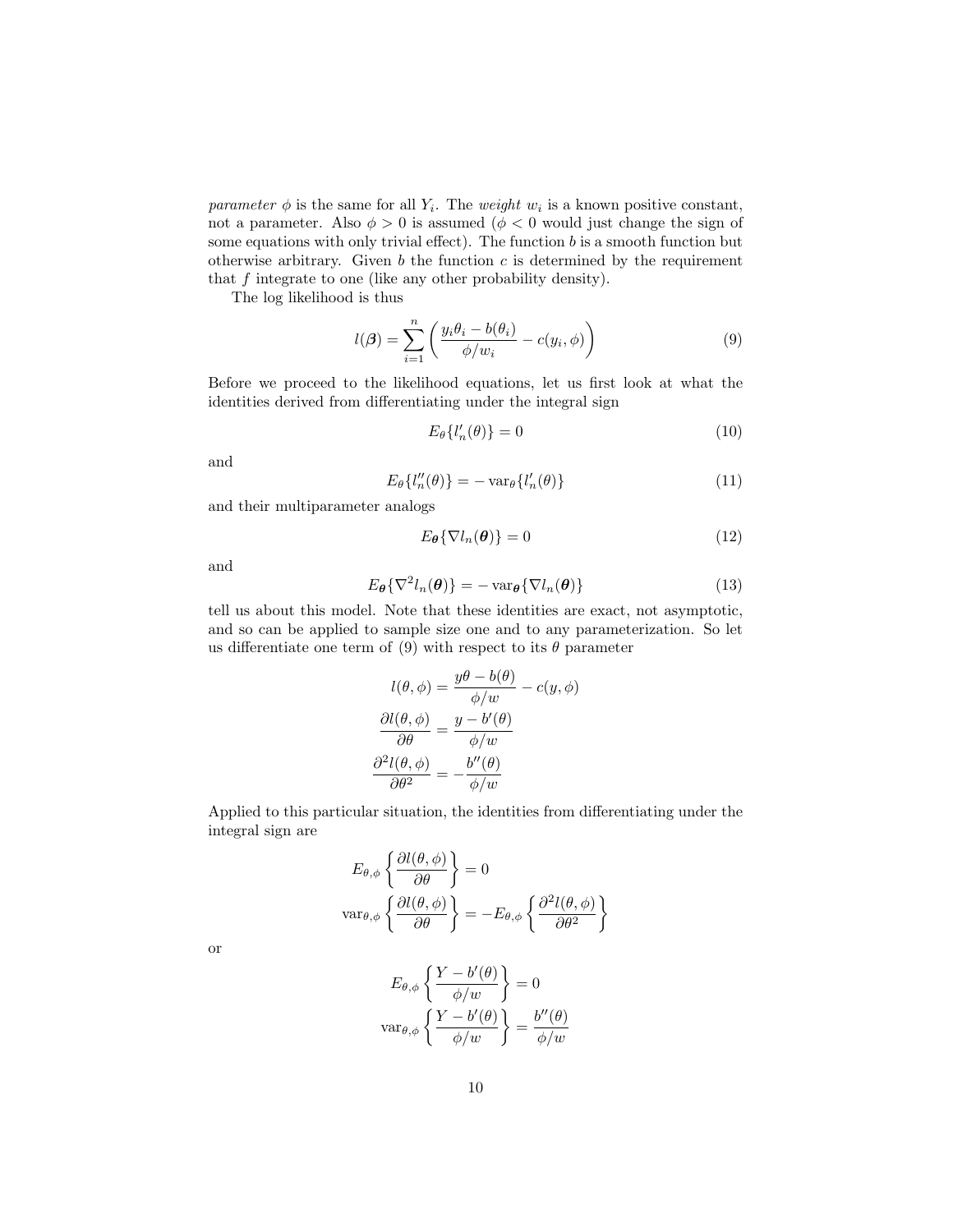*parameter* $\phi$ is the same for all $Y_i$. The *weight* $w_i$ is a known positive constant, not a parameter. Also $\phi > 0$ is assumed ($\phi < 0$ would just change the sign of some equations with only trivial effect). The function $b$ is a smooth function but otherwise arbitrary. Given $b$ the function $c$ is determined by the requirement that $f$ integrate to one (like any other probability density).

The log likelihood is thus

$$l(\boldsymbol{\beta}) = \sum_{i=1}^{n} \left( \frac{y_i \theta_i - b(\theta_i)}{\phi / w_i} - c(y_i, \phi) \right) \tag{9}$$

Before we proceed to the likelihood equations, let us first look at what the identities derived from differentiating under the integral sign

$$E_\theta\{l_n'(\theta)\} = 0 \tag{10}$$

and

$$E_\theta\{l_n''(\theta)\} = -\operatorname{var}_\theta\{l_n'(\theta)\} \tag{11}$$

and their multiparameter analogs

$$E_{\boldsymbol{\theta}}\{\nabla l_n(\boldsymbol{\theta})\} = 0 \tag{12}$$

and

$$E_{\boldsymbol{\theta}}\{\nabla^2 l_n(\boldsymbol{\theta})\} = -\operatorname{var}_{\boldsymbol{\theta}}\{\nabla l_n(\boldsymbol{\theta})\} \tag{13}$$

tell us about this model. Note that these identities are exact, not asymptotic, and so can be applied to sample size one and to any parameterization. So let us differentiate one term of (9) with respect to its $\theta$ parameter

$$\begin{aligned}
l(\theta, \phi) &= \frac{y\theta - b(\theta)}{\phi / w} - c(y, \phi) \\
\frac{\partial l(\theta, \phi)}{\partial \theta} &= \frac{y - b'(\theta)}{\phi / w} \\
\frac{\partial^2 l(\theta, \phi)}{\partial \theta^2} &= -\frac{b''(\theta)}{\phi / w}
\end{aligned}$$

Applied to this particular situation, the identities from differentiating under the integral sign are

$$\begin{aligned}
E_{\theta, \phi}\left\{ \frac{\partial l(\theta, \phi)}{\partial \theta} \right\} &= 0 \\
\operatorname{var}_{\theta, \phi}\left\{ \frac{\partial l(\theta, \phi)}{\partial \theta} \right\} &= -E_{\theta, \phi}\left\{ \frac{\partial^2 l(\theta, \phi)}{\partial \theta^2} \right\}
\end{aligned}$$

or

$$\begin{aligned}
E_{\theta, \phi}\left\{ \frac{Y - b'(\theta)}{\phi / w} \right\} &= 0 \\
\operatorname{var}_{\theta, \phi}\left\{ \frac{Y - b'(\theta)}{\phi / w} \right\} &= \frac{b''(\theta)}{\phi / w}
\end{aligned}$$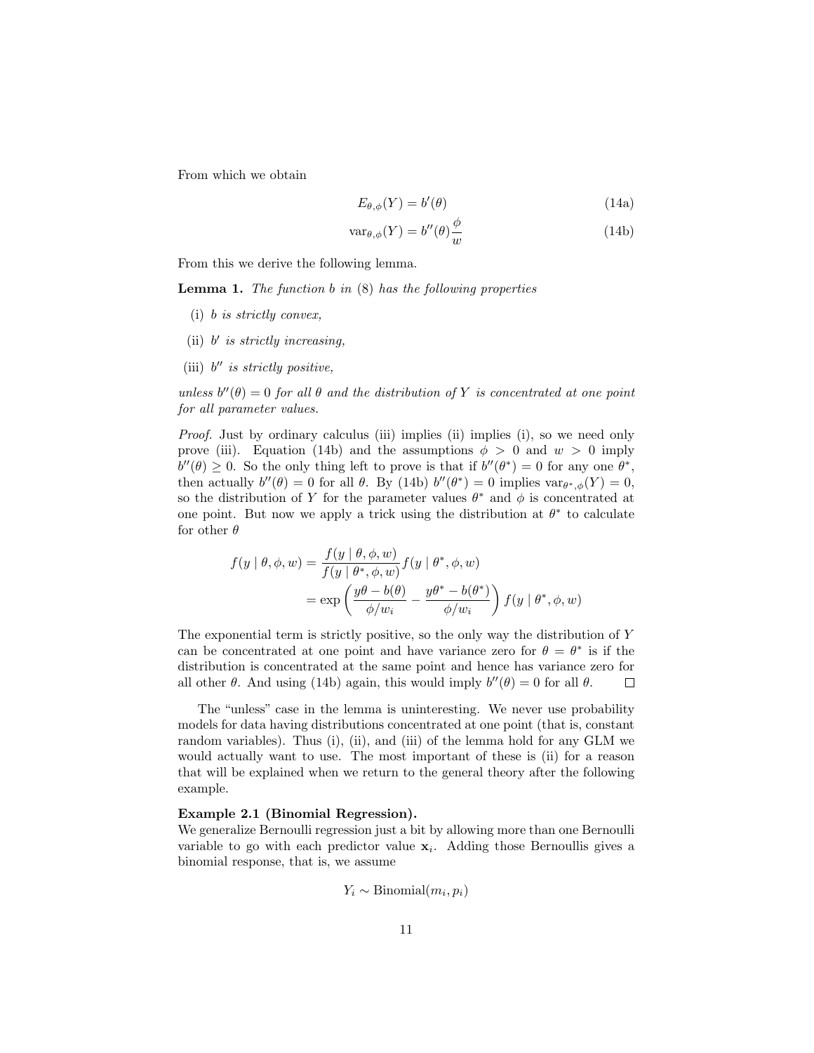From which we obtain

$$E_{\theta,\phi}(Y) = b'(\theta) \tag{14a}$$

$$\text{var}_{\theta,\phi}(Y) = b''(\theta)\frac{\phi}{w} \tag{14b}$$

From this we derive the following lemma.

**Lemma 1.** *The function $b$ in (8) has the following properties*

(i) *$b$ is strictly convex,*

(ii) *$b'$ is strictly increasing,*

(iii) *$b''$ is strictly positive,*

*unless $b''(\theta) = 0$ for all $\theta$ and the distribution of $Y$ is concentrated at one point for all parameter values.*

*Proof.* Just by ordinary calculus (iii) implies (ii) implies (i), so we need only prove (iii). Equation (14b) and the assumptions $\phi > 0$ and $w > 0$ imply $b''(\theta) \geq 0$. So the only thing left to prove is that if $b''(\theta^*) = 0$ for any one $\theta^*$, then actually $b''(\theta) = 0$ for all $\theta$. By (14b) $b''(\theta^*) = 0$ implies $\text{var}_{\theta^*,\phi}(Y) = 0$, so the distribution of $Y$ for the parameter values $\theta^*$ and $\phi$ is concentrated at one point. But now we apply a trick using the distribution at $\theta^*$ to calculate for other $\theta$

$$\begin{aligned} f(y \mid \theta, \phi, w) &= \frac{f(y \mid \theta, \phi, w)}{f(y \mid \theta^*, \phi, w)} f(y \mid \theta^*, \phi, w) \\ &= \exp\left(\frac{y\theta - b(\theta)}{\phi/w_i} - \frac{y\theta^* - b(\theta^*)}{\phi/w_i}\right) f(y \mid \theta^*, \phi, w) \end{aligned}$$

The exponential term is strictly positive, so the only way the distribution of $Y$ can be concentrated at one point and have variance zero for $\theta = \theta^*$ is if the distribution is concentrated at the same point and hence has variance zero for all other $\theta$. And using (14b) again, this would imply $b''(\theta) = 0$ for all $\theta$. □

The "unless" case in the lemma is uninteresting. We never use probability models for data having distributions concentrated at one point (that is, constant random variables). Thus (i), (ii), and (iii) of the lemma hold for any GLM we would actually want to use. The most important of these is (ii) for a reason that will be explained when we return to the general theory after the following example.

**Example 2.1 (Binomial Regression).**
We generalize Bernoulli regression just a bit by allowing more than one Bernoulli variable to go with each predictor value $\mathbf{x}_i$. Adding those Bernoullis gives a binomial response, that is, we assume

$$Y_i \sim \text{Binomial}(m_i, p_i)$$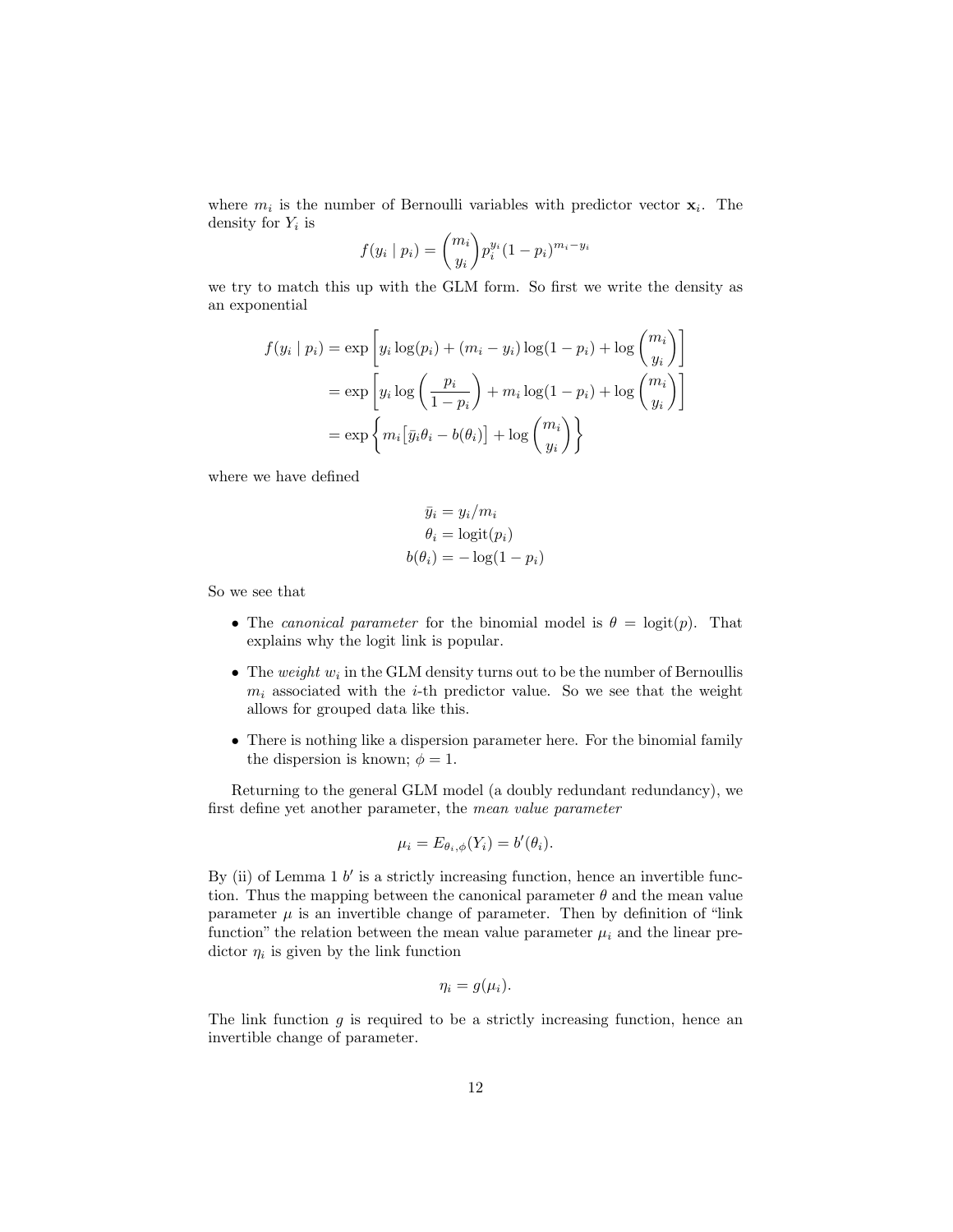where $m_i$ is the number of Bernoulli variables with predictor vector $\mathbf{x}_i$. The density for $Y_i$ is

$$f(y_i \mid p_i) = \binom{m_i}{y_i} p_i^{y_i} (1 - p_i)^{m_i - y_i}$$

we try to match this up with the GLM form. So first we write the density as an exponential

$$
\begin{aligned}
f(y_i \mid p_i) &= \exp\left[ y_i \log(p_i) + (m_i - y_i) \log(1 - p_i) + \log \binom{m_i}{y_i} \right] \\
&= \exp\left[ y_i \log\left( \frac{p_i}{1 - p_i} \right) + m_i \log(1 - p_i) + \log \binom{m_i}{y_i} \right] \\
&= \exp\left\{ m_i \big[ \bar{y}_i \theta_i - b(\theta_i) \big] + \log \binom{m_i}{y_i} \right\}
\end{aligned}
$$

where we have defined

$$
\begin{aligned}
\bar{y}_i &= y_i / m_i \\
\theta_i &= \operatorname{logit}(p_i) \\
b(\theta_i) &= -\log(1 - p_i)
\end{aligned}
$$

So we see that

- The *canonical parameter* for the binomial model is $\theta = \operatorname{logit}(p)$. That explains why the logit link is popular.
- The *weight* $w_i$ in the GLM density turns out to be the number of Bernoullis $m_i$ associated with the $i$-th predictor value. So we see that the weight allows for grouped data like this.
- There is nothing like a dispersion parameter here. For the binomial family the dispersion is known; $\phi = 1$.

Returning to the general GLM model (a doubly redundant redundancy), we first define yet another parameter, the *mean value parameter*

$$\mu_i = E_{\theta_i, \phi}(Y_i) = b'(\theta_i).$$

By (ii) of Lemma 1 $b'$ is a strictly increasing function, hence an invertible function. Thus the mapping between the canonical parameter $\theta$ and the mean value parameter $\mu$ is an invertible change of parameter. Then by definition of "link function" the relation between the mean value parameter $\mu_i$ and the linear predictor $\eta_i$ is given by the link function

$$\eta_i = g(\mu_i).$$

The link function $g$ is required to be a strictly increasing function, hence an invertible change of parameter.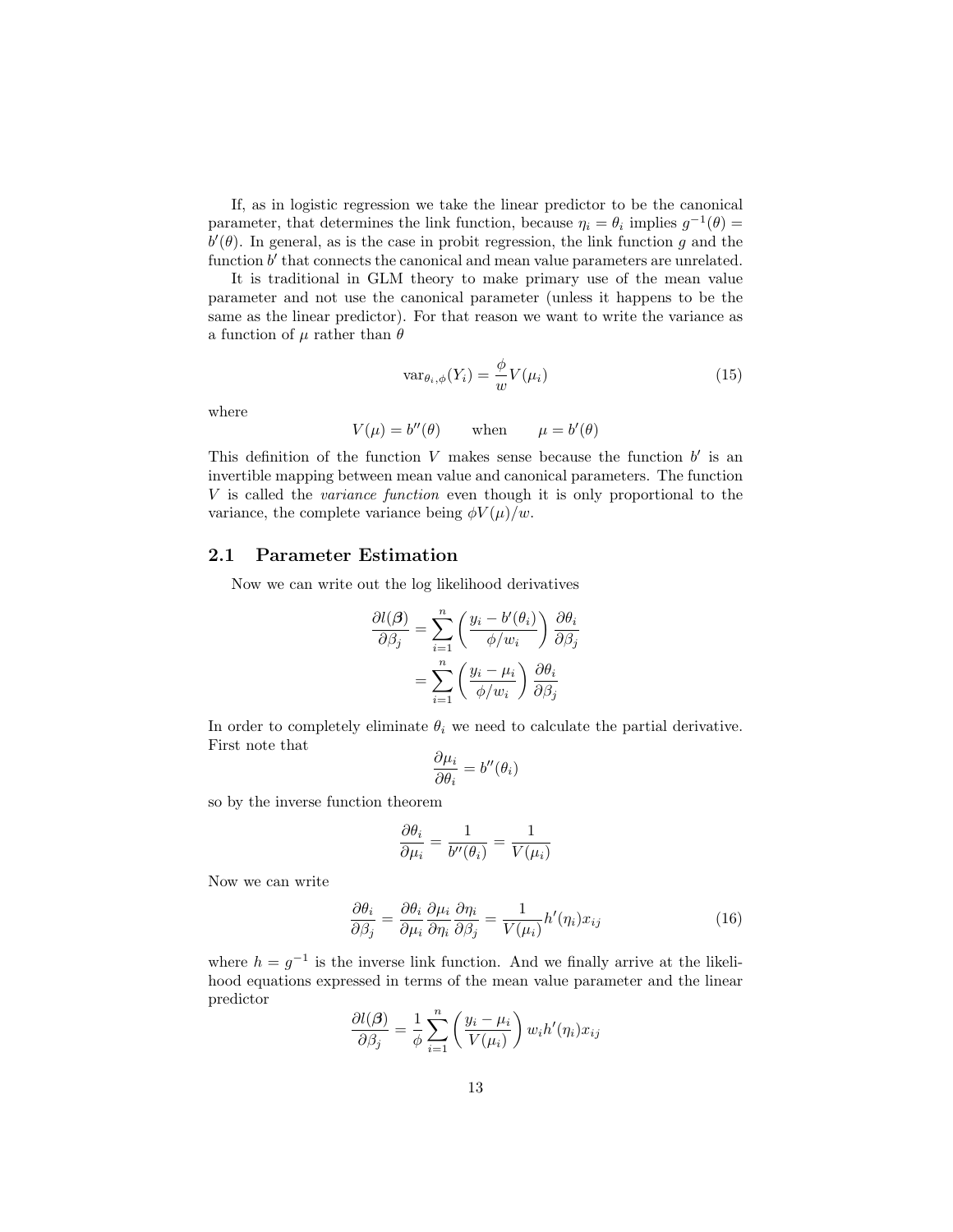If, as in logistic regression we take the linear predictor to be the canonical parameter, that determines the link function, because $\eta_i = \theta_i$ implies $g^{-1}(\theta) = b'(\theta)$. In general, as is the case in probit regression, the link function $g$ and the function $b'$ that connects the canonical and mean value parameters are unrelated.

It is traditional in GLM theory to make primary use of the mean value parameter and not use the canonical parameter (unless it happens to be the same as the linear predictor). For that reason we want to write the variance as a function of $\mu$ rather than $\theta$

$$\operatorname{var}_{\theta_i,\phi}(Y_i) = \frac{\phi}{w} V(\mu_i) \tag{15}$$

where

$$V(\mu) = b''(\theta) \qquad \text{when} \qquad \mu = b'(\theta)$$

This definition of the function $V$ makes sense because the function $b'$ is an invertible mapping between mean value and canonical parameters. The function $V$ is called the *variance function* even though it is only proportional to the variance, the complete variance being $\phi V(\mu)/w$.

## 2.1 Parameter Estimation

Now we can write out the log likelihood derivatives

$$\begin{aligned}
\frac{\partial l(\boldsymbol{\beta})}{\partial \beta_j} &= \sum_{i=1}^{n} \left( \frac{y_i - b'(\theta_i)}{\phi / w_i} \right) \frac{\partial \theta_i}{\partial \beta_j} \\
&= \sum_{i=1}^{n} \left( \frac{y_i - \mu_i}{\phi / w_i} \right) \frac{\partial \theta_i}{\partial \beta_j}
\end{aligned}$$

In order to completely eliminate $\theta_i$ we need to calculate the partial derivative. First note that

$$\frac{\partial \mu_i}{\partial \theta_i} = b''(\theta_i)$$

so by the inverse function theorem

$$\frac{\partial \theta_i}{\partial \mu_i} = \frac{1}{b''(\theta_i)} = \frac{1}{V(\mu_i)}$$

Now we can write

$$\frac{\partial \theta_i}{\partial \beta_j} = \frac{\partial \theta_i}{\partial \mu_i} \frac{\partial \mu_i}{\partial \eta_i} \frac{\partial \eta_i}{\partial \beta_j} = \frac{1}{V(\mu_i)} h'(\eta_i) x_{ij} \tag{16}$$

where $h = g^{-1}$ is the inverse link function. And we finally arrive at the likelihood equations expressed in terms of the mean value parameter and the linear predictor

$$\frac{\partial l(\boldsymbol{\beta})}{\partial \beta_j} = \frac{1}{\phi} \sum_{i=1}^{n} \left( \frac{y_i - \mu_i}{V(\mu_i)} \right) w_i h'(\eta_i) x_{ij}$$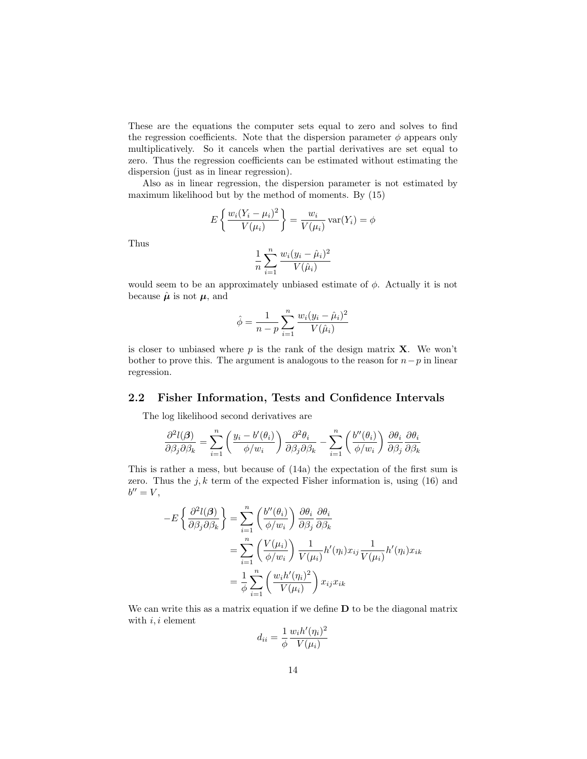These are the equations the computer sets equal to zero and solves to find the regression coefficients. Note that the dispersion parameter $\phi$ appears only multiplicatively. So it cancels when the partial derivatives are set equal to zero. Thus the regression coefficients can be estimated without estimating the dispersion (just as in linear regression).

Also as in linear regression, the dispersion parameter is not estimated by maximum likelihood but by the method of moments. By (15)

$$E\left\{\frac{w_i(Y_i - \mu_i)^2}{V(\mu_i)}\right\} = \frac{w_i}{V(\mu_i)} \operatorname{var}(Y_i) = \phi$$

Thus

$$\frac{1}{n} \sum_{i=1}^{n} \frac{w_i(y_i - \hat{\mu}_i)^2}{V(\hat{\mu}_i)}$$

would seem to be an approximately unbiased estimate of $\phi$. Actually it is not because $\hat{\boldsymbol{\mu}}$ is not $\boldsymbol{\mu}$, and

$$\hat{\phi} = \frac{1}{n-p} \sum_{i=1}^{n} \frac{w_i(y_i - \hat{\mu}_i)^2}{V(\hat{\mu}_i)}$$

is closer to unbiased where $p$ is the rank of the design matrix $\mathbf{X}$. We won't bother to prove this. The argument is analogous to the reason for $n-p$ in linear regression.

## 2.2 Fisher Information, Tests and Confidence Intervals

The log likelihood second derivatives are

$$\frac{\partial^2 l(\boldsymbol{\beta})}{\partial \beta_j \partial \beta_k} = \sum_{i=1}^{n} \left(\frac{y_i - b'(\theta_i)}{\phi/w_i}\right) \frac{\partial^2 \theta_i}{\partial \beta_j \partial \beta_k} - \sum_{i=1}^{n} \left(\frac{b''(\theta_i)}{\phi/w_i}\right) \frac{\partial \theta_i}{\partial \beta_j} \frac{\partial \theta_i}{\partial \beta_k}$$

This is rather a mess, but because of (14a) the expectation of the first sum is zero. Thus the $j, k$ term of the expected Fisher information is, using (16) and $b'' = V$,

$$\begin{aligned}
-E\left\{\frac{\partial^2 l(\boldsymbol{\beta})}{\partial \beta_j \partial \beta_k}\right\} &= \sum_{i=1}^{n} \left(\frac{b''(\theta_i)}{\phi/w_i}\right) \frac{\partial \theta_i}{\partial \beta_j} \frac{\partial \theta_i}{\partial \beta_k} \\
&= \sum_{i=1}^{n} \left(\frac{V(\mu_i)}{\phi/w_i}\right) \frac{1}{V(\mu_i)} h'(\eta_i) x_{ij} \frac{1}{V(\mu_i)} h'(\eta_i) x_{ik} \\
&= \frac{1}{\phi} \sum_{i=1}^{n} \left(\frac{w_i h'(\eta_i)^2}{V(\mu_i)}\right) x_{ij} x_{ik}
\end{aligned}$$

We can write this as a matrix equation if we define $\mathbf{D}$ to be the diagonal matrix with $i, i$ element

$$d_{ii} = \frac{1}{\phi} \frac{w_i h'(\eta_i)^2}{V(\mu_i)}$$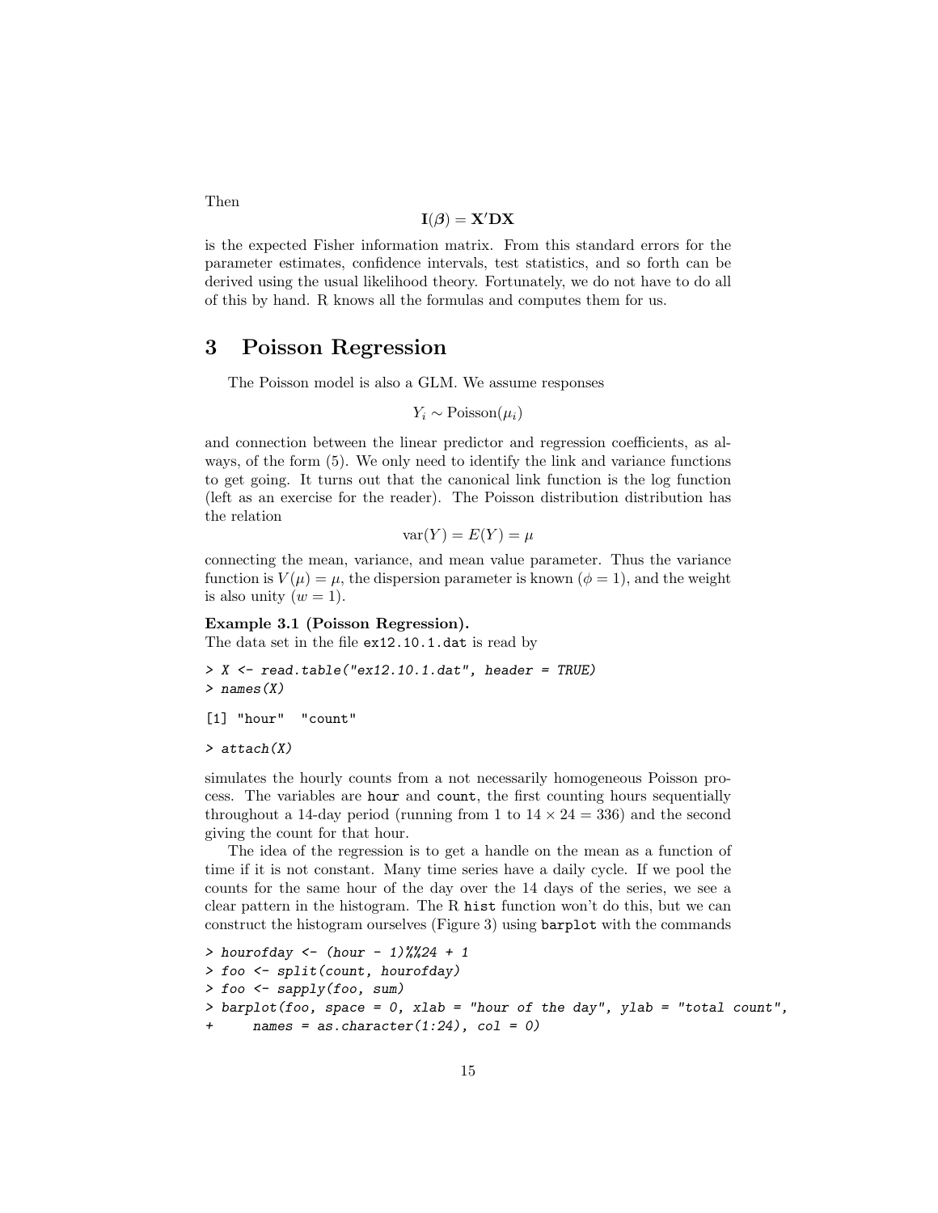Then

$$\mathbf{I}(\boldsymbol{\beta}) = \mathbf{X}'\mathbf{D}\mathbf{X}$$

is the expected Fisher information matrix. From this standard errors for the parameter estimates, confidence intervals, test statistics, and so forth can be derived using the usual likelihood theory. Fortunately, we do not have to do all of this by hand. R knows all the formulas and computes them for us.

# 3 Poisson Regression

The Poisson model is also a GLM. We assume responses

$$Y_i \sim \text{Poisson}(\mu_i)$$

and connection between the linear predictor and regression coefficients, as always, of the form (5). We only need to identify the link and variance functions to get going. It turns out that the canonical link function is the log function (left as an exercise for the reader). The Poisson distribution distribution has the relation

$$\text{var}(Y) = E(Y) = \mu$$

connecting the mean, variance, and mean value parameter. Thus the variance function is $V(\mu) = \mu$, the dispersion parameter is known ($\phi = 1$), and the weight is also unity ($w = 1$).

**Example 3.1 (Poisson Regression).**
The data set in the file `ex12.10.1.dat` is read by

```
> X <- read.table("ex12.10.1.dat", header = TRUE)
> names(X)
```

```
[1] "hour"  "count"
```

```
> attach(X)
```

simulates the hourly counts from a not necessarily homogeneous Poisson process. The variables are `hour` and `count`, the first counting hours sequentially throughout a 14-day period (running from 1 to $14 \times 24 = 336$) and the second giving the count for that hour.

The idea of the regression is to get a handle on the mean as a function of time if it is not constant. Many time series have a daily cycle. If we pool the counts for the same hour of the day over the 14 days of the series, we see a clear pattern in the histogram. The R `hist` function won't do this, but we can construct the histogram ourselves (Figure 3) using `barplot` with the commands

```
> hourofday <- (hour - 1)%%24 + 1
> foo <- split(count, hourofday)
> foo <- sapply(foo, sum)
> barplot(foo, space = 0, xlab = "hour of the day", ylab = "total count",
+     names = as.character(1:24), col = 0)
```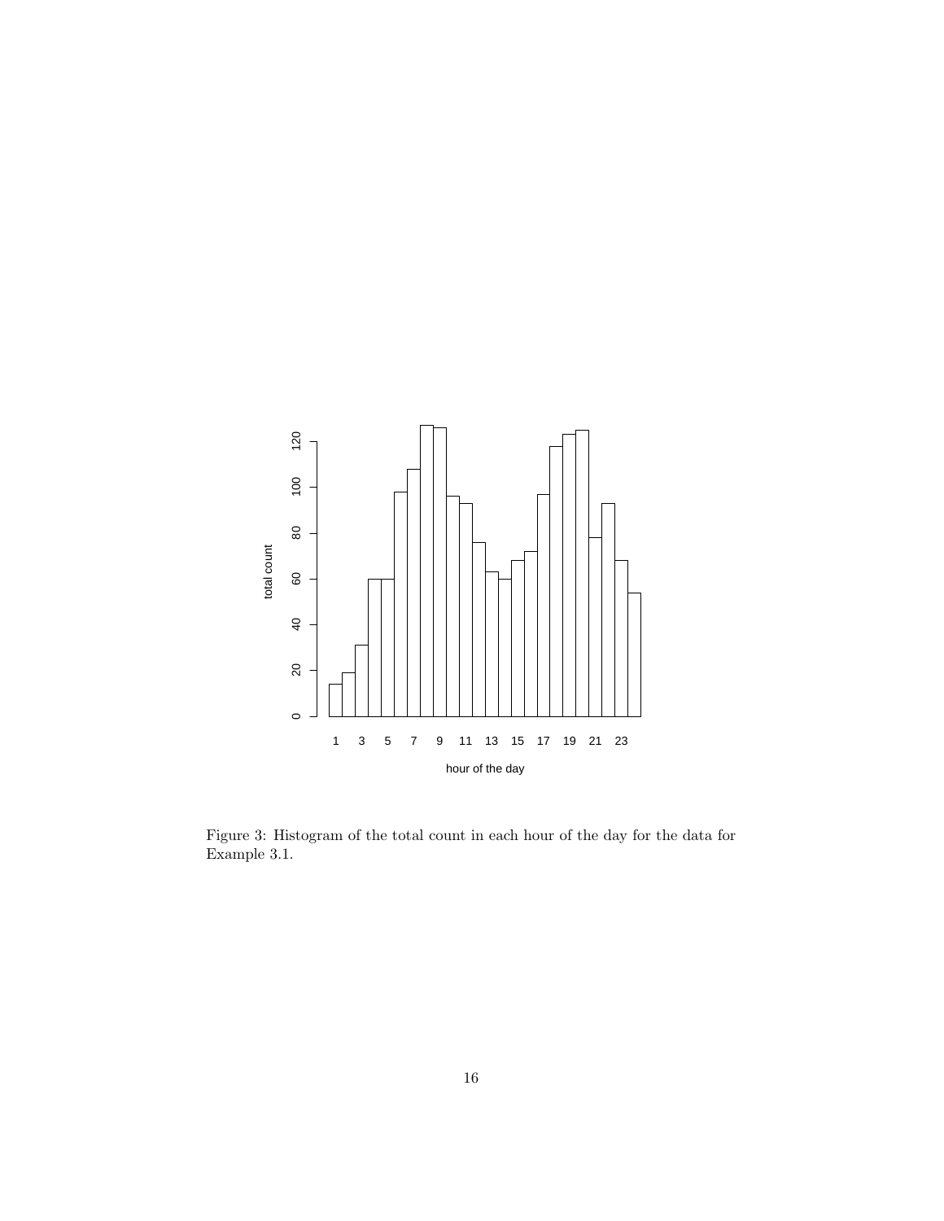Figure 3: Histogram of the total count in each hour of the day for the data for Example 3.1.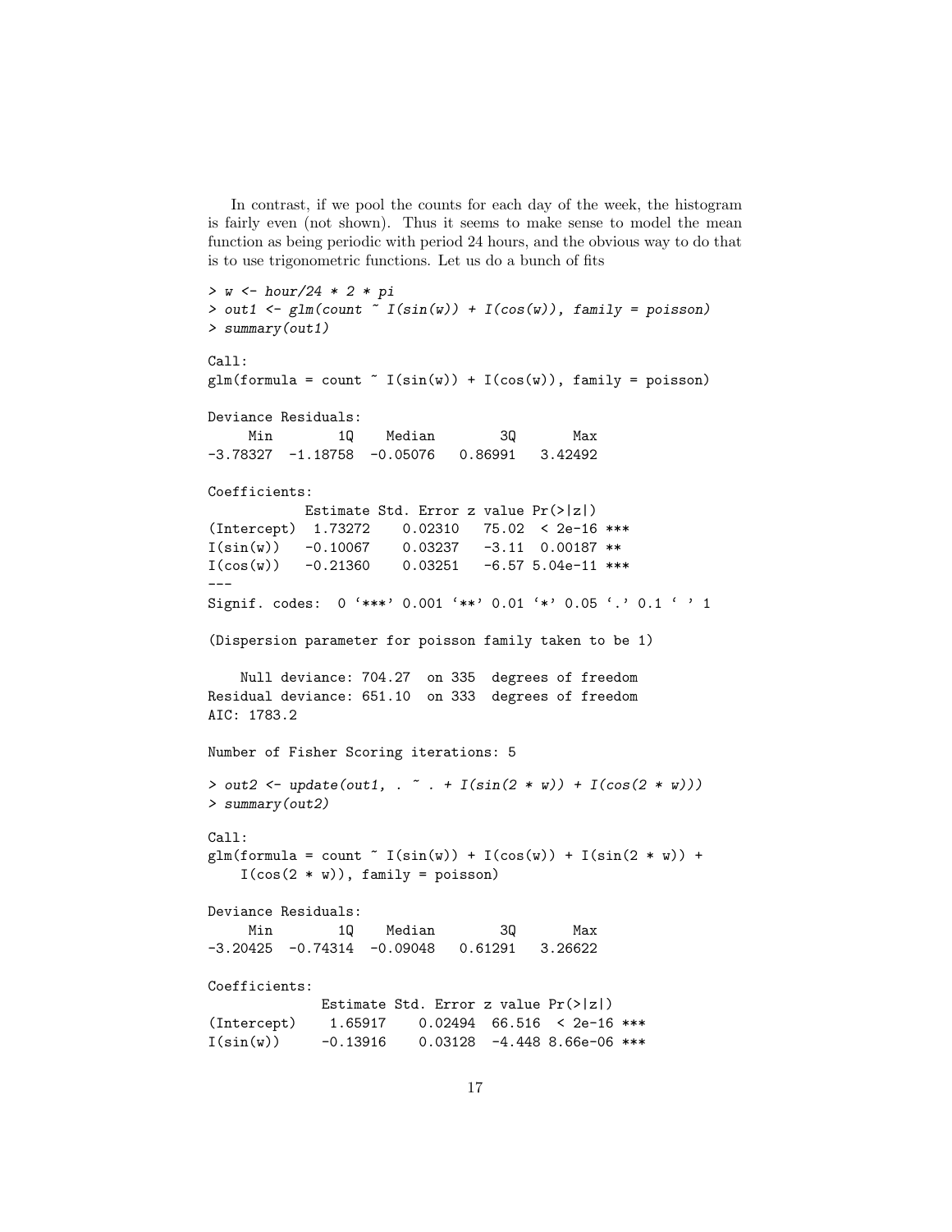In contrast, if we pool the counts for each day of the week, the histogram is fairly even (not shown). Thus it seems to make sense to model the mean function as being periodic with period 24 hours, and the obvious way to do that is to use trigonometric functions. Let us do a bunch of fits

```
> w <- hour/24 * 2 * pi
> out1 <- glm(count ~ I(sin(w)) + I(cos(w)), family = poisson)
> summary(out1)

Call:
glm(formula = count ~ I(sin(w)) + I(cos(w)), family = poisson)

Deviance Residuals:
     Min        1Q    Median        3Q       Max
-3.78327  -1.18758  -0.05076   0.86991   3.42492

Coefficients:
            Estimate Std. Error z value Pr(>|z|)
(Intercept)  1.73272    0.02310   75.02  < 2e-16 ***
I(sin(w))   -0.10067    0.03237   -3.11  0.00187 **
I(cos(w))   -0.21360    0.03251   -6.57 5.04e-11 ***
---
Signif. codes:  0 '***' 0.001 '**' 0.01 '*' 0.05 '.' 0.1 ' ' 1

(Dispersion parameter for poisson family taken to be 1)

    Null deviance: 704.27  on 335  degrees of freedom
Residual deviance: 651.10  on 333  degrees of freedom
AIC: 1783.2

Number of Fisher Scoring iterations: 5

> out2 <- update(out1, . ~ . + I(sin(2 * w)) + I(cos(2 * w)))
> summary(out2)

Call:
glm(formula = count ~ I(sin(w)) + I(cos(w)) + I(sin(2 * w)) +
    I(cos(2 * w)), family = poisson)

Deviance Residuals:
     Min        1Q    Median        3Q       Max
-3.20425  -0.74314  -0.09048   0.61291   3.26622

Coefficients:
              Estimate Std. Error z value Pr(>|z|)
(Intercept)    1.65917    0.02494  66.516  < 2e-16 ***
I(sin(w))     -0.13916    0.03128  -4.448 8.66e-06 ***
```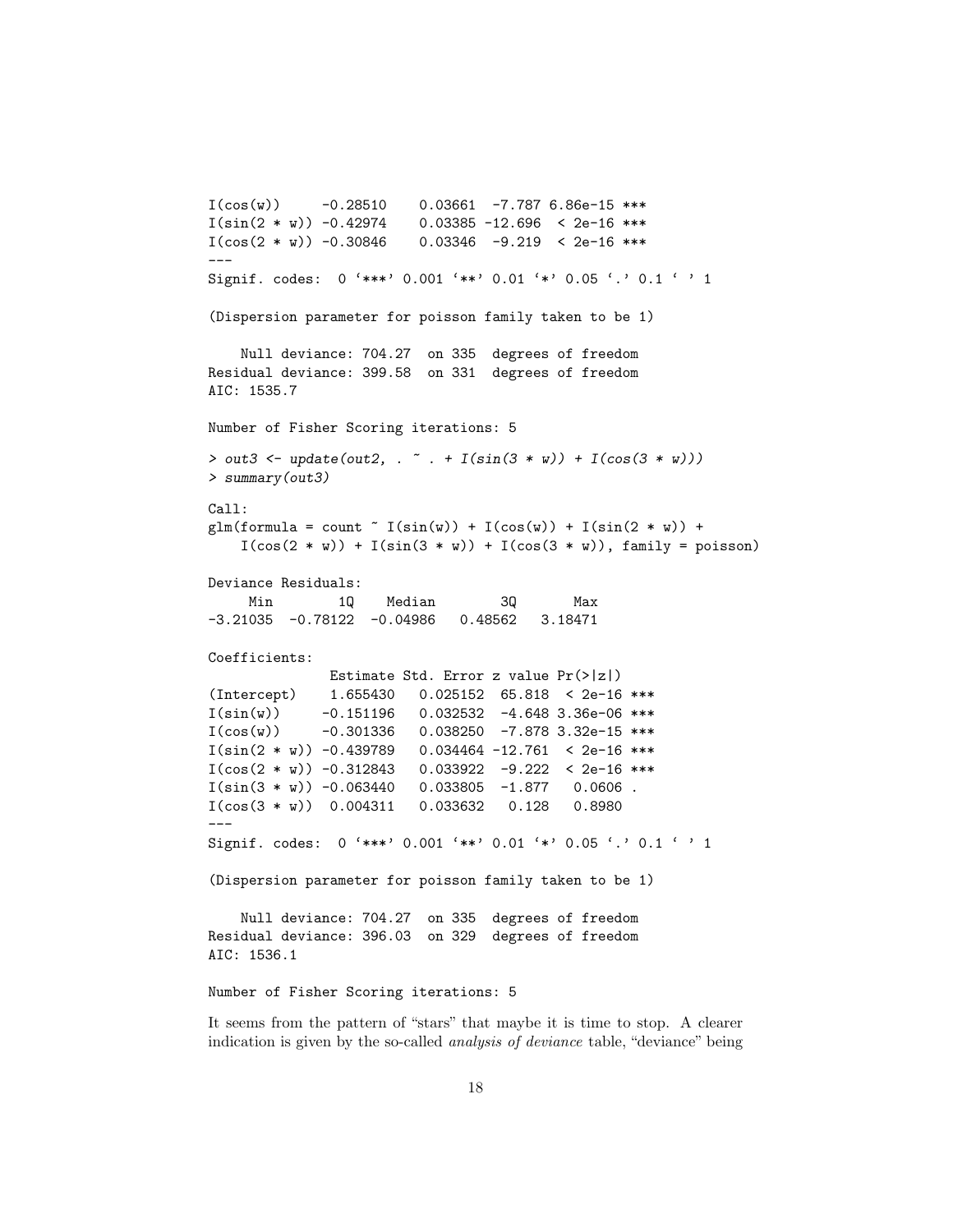```
I(cos(w))     -0.28510    0.03661  -7.787 6.86e-15 ***
I(sin(2 * w)) -0.42974    0.03385 -12.696  < 2e-16 ***
I(cos(2 * w)) -0.30846    0.03346  -9.219  < 2e-16 ***
---
Signif. codes:  0 '***' 0.001 '**' 0.01 '*' 0.05 '.' 0.1 ' ' 1

(Dispersion parameter for poisson family taken to be 1)

    Null deviance: 704.27  on 335  degrees of freedom
Residual deviance: 399.58  on 331  degrees of freedom
AIC: 1535.7

Number of Fisher Scoring iterations: 5

> out3 <- update(out2, . ~ . + I(sin(3 * w)) + I(cos(3 * w)))
> summary(out3)

Call:
glm(formula = count ~ I(sin(w)) + I(cos(w)) + I(sin(2 * w)) +
    I(cos(2 * w)) + I(sin(3 * w)) + I(cos(3 * w)), family = poisson)

Deviance Residuals:
     Min        1Q    Median        3Q       Max
-3.21035  -0.78122  -0.04986   0.48562   3.18471

Coefficients:
               Estimate Std. Error z value Pr(>|z|)
(Intercept)    1.655430   0.025152  65.818  < 2e-16 ***
I(sin(w))     -0.151196   0.032532  -4.648 3.36e-06 ***
I(cos(w))     -0.301336   0.038250  -7.878 3.32e-15 ***
I(sin(2 * w)) -0.439789   0.034464 -12.761  < 2e-16 ***
I(cos(2 * w)) -0.312843   0.033922  -9.222  < 2e-16 ***
I(sin(3 * w)) -0.063440   0.033805  -1.877   0.0606 .
I(cos(3 * w))  0.004311   0.033632   0.128   0.8980
---
Signif. codes:  0 '***' 0.001 '**' 0.01 '*' 0.05 '.' 0.1 ' ' 1

(Dispersion parameter for poisson family taken to be 1)

    Null deviance: 704.27  on 335  degrees of freedom
Residual deviance: 396.03  on 329  degrees of freedom
AIC: 1536.1

Number of Fisher Scoring iterations: 5
```

It seems from the pattern of "stars" that maybe it is time to stop. A clearer indication is given by the so-called *analysis of deviance* table, "deviance" being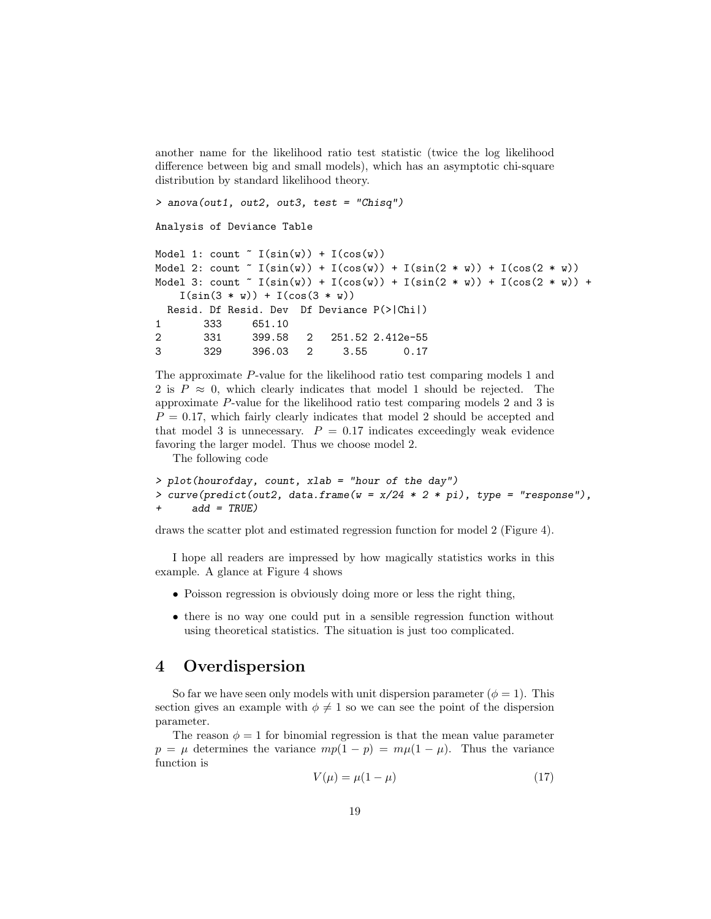another name for the likelihood ratio test statistic (twice the log likelihood difference between big and small models), which has an asymptotic chi-square distribution by standard likelihood theory.

```
> anova(out1, out2, out3, test = "Chisq")

Analysis of Deviance Table

Model 1: count ~ I(sin(w)) + I(cos(w))
Model 2: count ~ I(sin(w)) + I(cos(w)) + I(sin(2 * w)) + I(cos(2 * w))
Model 3: count ~ I(sin(w)) + I(cos(w)) + I(sin(2 * w)) + I(cos(2 * w)) +
    I(sin(3 * w)) + I(cos(3 * w))
  Resid. Df Resid. Dev  Df Deviance P(>|Chi|)
1       333     651.10
2       331     399.58   2   251.52 2.412e-55
3       329     396.03   2     3.55      0.17
```

The approximate $P$-value for the likelihood ratio test comparing models 1 and 2 is $P \approx 0$, which clearly indicates that model 1 should be rejected. The approximate $P$-value for the likelihood ratio test comparing models 2 and 3 is $P = 0.17$, which fairly clearly indicates that model 2 should be accepted and that model 3 is unnecessary. $P = 0.17$ indicates exceedingly weak evidence favoring the larger model. Thus we choose model 2.

The following code

```
> plot(hourofday, count, xlab = "hour of the day")
> curve(predict(out2, data.frame(w = x/24 * 2 * pi), type = "response"),
+     add = TRUE)
```

draws the scatter plot and estimated regression function for model 2 (Figure 4).

I hope all readers are impressed by how magically statistics works in this example. A glance at Figure 4 shows

- Poisson regression is obviously doing more or less the right thing,
- there is no way one could put in a sensible regression function without using theoretical statistics. The situation is just too complicated.

## 4 Overdispersion

So far we have seen only models with unit dispersion parameter ($\phi = 1$). This section gives an example with $\phi \neq 1$ so we can see the point of the dispersion parameter.

The reason $\phi = 1$ for binomial regression is that the mean value parameter $p = \mu$ determines the variance $mp(1 - p) = m\mu(1 - \mu)$. Thus the variance function is

$$V(\mu) = \mu(1 - \mu) \tag{17}$$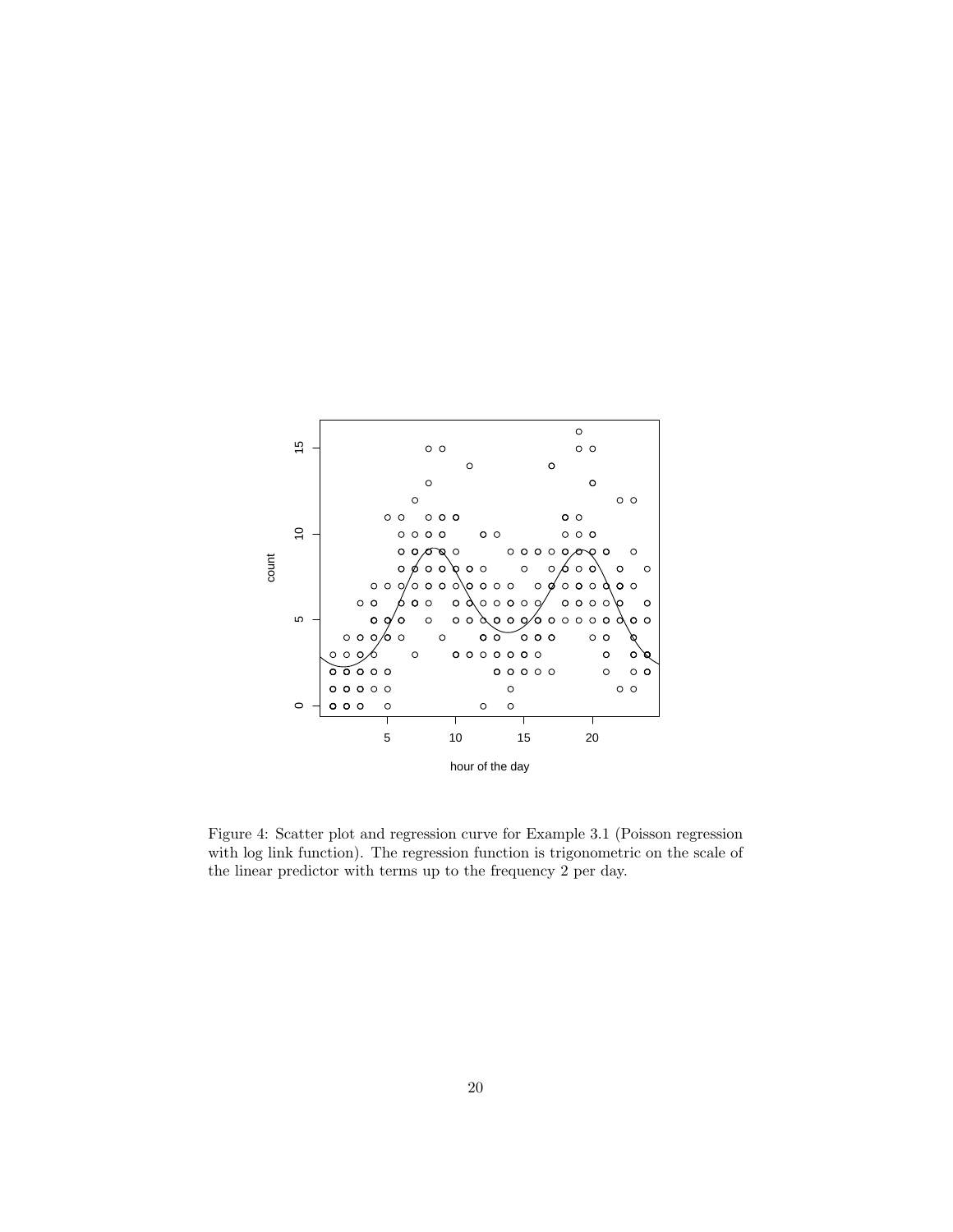Figure 4: Scatter plot and regression curve for Example 3.1 (Poisson regression with log link function). The regression function is trigonometric on the scale of the linear predictor with terms up to the frequency 2 per day.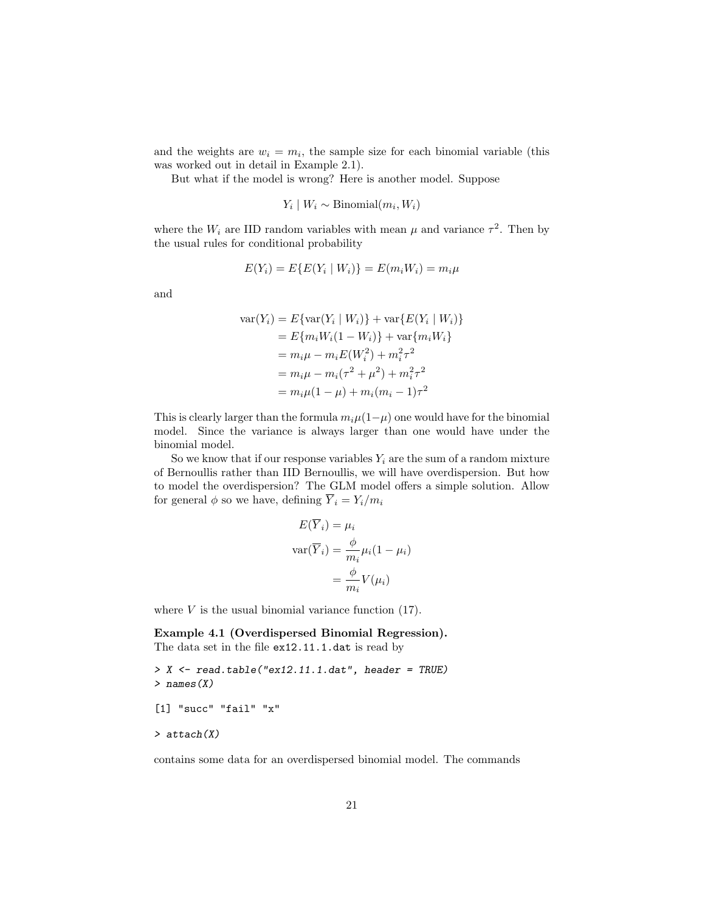and the weights are $w_i = m_i$, the sample size for each binomial variable (this was worked out in detail in Example 2.1).

But what if the model is wrong? Here is another model. Suppose

$$Y_i \mid W_i \sim \text{Binomial}(m_i, W_i)$$

where the $W_i$ are IID random variables with mean $\mu$ and variance $\tau^2$. Then by the usual rules for conditional probability

$$E(Y_i) = E\{E(Y_i \mid W_i)\} = E(m_i W_i) = m_i \mu$$

and

$$\begin{aligned}
\text{var}(Y_i) &= E\{\text{var}(Y_i \mid W_i)\} + \text{var}\{E(Y_i \mid W_i)\} \\
&= E\{m_i W_i (1 - W_i)\} + \text{var}\{m_i W_i\} \\
&= m_i \mu - m_i E(W_i^2) + m_i^2 \tau^2 \\
&= m_i \mu - m_i (\tau^2 + \mu^2) + m_i^2 \tau^2 \\
&= m_i \mu (1 - \mu) + m_i (m_i - 1) \tau^2
\end{aligned}$$

This is clearly larger than the formula $m_i \mu (1-\mu)$ one would have for the binomial model. Since the variance is always larger than one would have under the binomial model.

So we know that if our response variables $Y_i$ are the sum of a random mixture of Bernoullis rather than IID Bernoullis, we will have overdispersion. But how to model the overdispersion? The GLM model offers a simple solution. Allow for general $\phi$ so we have, defining $\overline{Y}_i = Y_i / m_i$

$$\begin{aligned}
E(\overline{Y}_i) &= \mu_i \\
\text{var}(\overline{Y}_i) &= \frac{\phi}{m_i} \mu_i (1 - \mu_i) \\
&= \frac{\phi}{m_i} V(\mu_i)
\end{aligned}$$

where $V$ is the usual binomial variance function (17).

**Example 4.1 (Overdispersed Binomial Regression).**
The data set in the file `ex12.11.1.dat` is read by

```
> X <- read.table("ex12.11.1.dat", header = TRUE)
> names(X)

[1] "succ" "fail" "x"

> attach(X)
```

contains some data for an overdispersed binomial model. The commands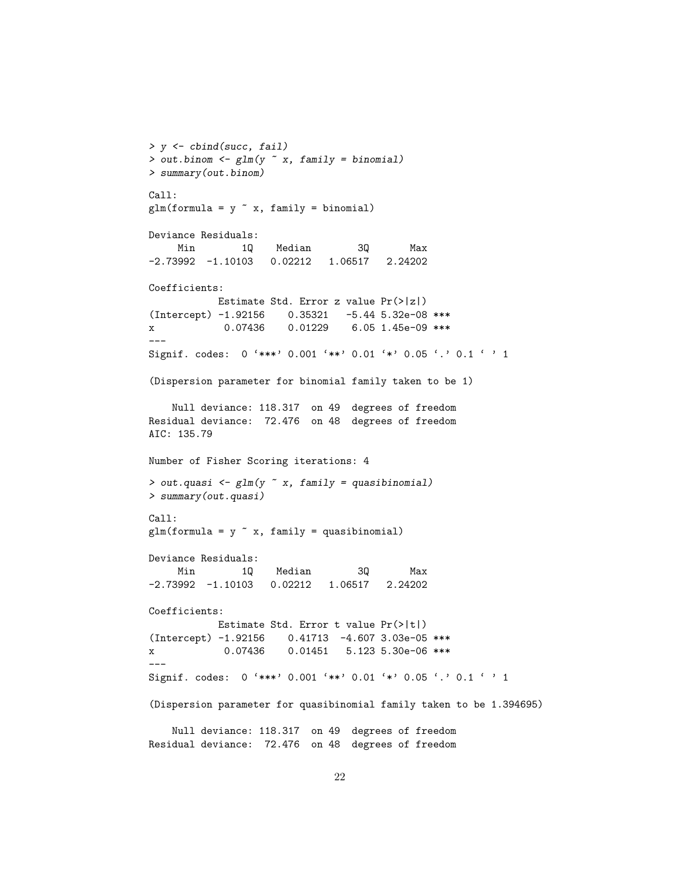```
> y <- cbind(succ, fail)
> out.binom <- glm(y ~ x, family = binomial)
> summary(out.binom)

Call:
glm(formula = y ~ x, family = binomial)

Deviance Residuals:
     Min        1Q    Median        3Q       Max
-2.73992  -1.10103   0.02212   1.06517   2.24202

Coefficients:
            Estimate Std. Error z value Pr(>|z|)
(Intercept) -1.92156    0.35321   -5.44 5.32e-08 ***
x            0.07436    0.01229    6.05 1.45e-09 ***
---
Signif. codes:  0 '***' 0.001 '**' 0.01 '*' 0.05 '.' 0.1 ' ' 1

(Dispersion parameter for binomial family taken to be 1)

    Null deviance: 118.317  on 49  degrees of freedom
Residual deviance:  72.476  on 48  degrees of freedom
AIC: 135.79

Number of Fisher Scoring iterations: 4

> out.quasi <- glm(y ~ x, family = quasibinomial)
> summary(out.quasi)

Call:
glm(formula = y ~ x, family = quasibinomial)

Deviance Residuals:
     Min        1Q    Median        3Q       Max
-2.73992  -1.10103   0.02212   1.06517   2.24202

Coefficients:
            Estimate Std. Error t value Pr(>|t|)
(Intercept) -1.92156    0.41713  -4.607 3.03e-05 ***
x            0.07436    0.01451   5.123 5.30e-06 ***
---
Signif. codes:  0 '***' 0.001 '**' 0.01 '*' 0.05 '.' 0.1 ' ' 1

(Dispersion parameter for quasibinomial family taken to be 1.394695)

    Null deviance: 118.317  on 49  degrees of freedom
Residual deviance:  72.476  on 48  degrees of freedom
```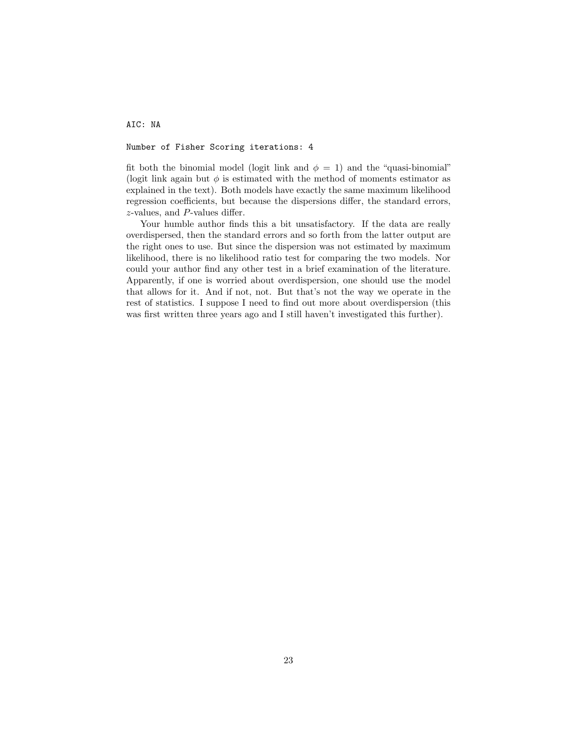```
AIC: NA

Number of Fisher Scoring iterations: 4
```

fit both the binomial model (logit link and $\phi = 1$) and the "quasi-binomial" (logit link again but $\phi$ is estimated with the method of moments estimator as explained in the text). Both models have exactly the same maximum likelihood regression coefficients, but because the dispersions differ, the standard errors, $z$-values, and $P$-values differ.

Your humble author finds this a bit unsatisfactory. If the data are really overdispersed, then the standard errors and so forth from the latter output are the right ones to use. But since the dispersion was not estimated by maximum likelihood, there is no likelihood ratio test for comparing the two models. Nor could your author find any other test in a brief examination of the literature. Apparently, if one is worried about overdispersion, one should use the model that allows for it. And if not, not. But that's not the way we operate in the rest of statistics. I suppose I need to find out more about overdispersion (this was first written three years ago and I still haven't investigated this further).